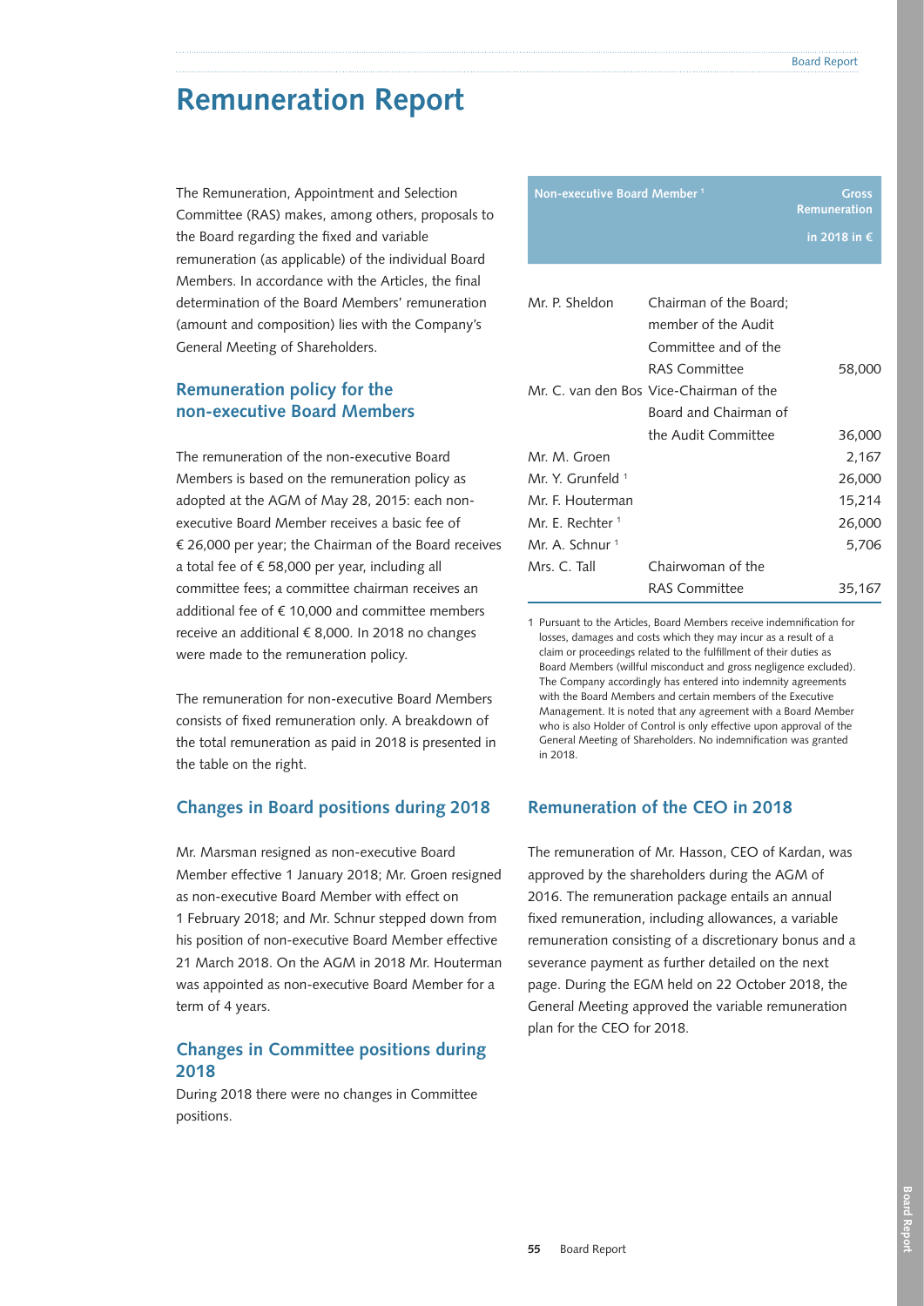# Remuneration Report

The Remuneration, Appointment and Selection Committee (RAS) makes, among others, proposals to the Board regarding the fixed and variable remuneration (as applicable) of the individual Board Members. In accordance with the Articles, the final determination of the Board Members' remuneration (amount and composition) lies with the Company's General Meeting of Shareholders.

## Remuneration policy for the non-executive Board Members

The remuneration of the non-executive Board Members is based on the remuneration policy as adopted at the AGM of May 28, 2015: each non-executive Board Member receives a basic fee of € 26,000 per year; the Chairman of the Board receives a total fee of € 58,000 per year, including all committee fees; a committee chairman receives an additional fee of € 10,000 and committee members receive an additional € 8,000. In 2018 no changes were made to the remuneration policy.

The remuneration for non-executive Board Members consists of fixed remuneration only. A breakdown of the total remuneration as paid in 2018 is presented in the table on the right.

| Non-executive Board Member [1] | | Gross Remuneration in 2018 in € |
|---|---|---|
| Mr. P. Sheldon | Chairman of the Board; member of the Audit Committee and of the RAS Committee | 58,000 |
| Mr. C. van den Bos | Vice-Chairman of the Board and Chairman of the Audit Committee | 36,000 |
| Mr. M. Groen | | 2,167 |
| Mr. Y. Grunfeld [1] | | 26,000 |
| Mr. F. Houterman | | 15,214 |
| Mr. E. Rechter [1] | | 26,000 |
| Mr. A. Schnur [1] | | 5,706 |
| Mrs. C. Tall | Chairwoman of the RAS Committee | 35,167 |

1 Pursuant to the Articles, Board Members receive indemnification for losses, damages and costs which they may incur as a result of a claim or proceedings related to the fulfillment of their duties as Board Members (willful misconduct and gross negligence excluded). The Company accordingly has entered into indemnity agreements with the Board Members and certain members of the Executive Management. It is noted that any agreement with a Board Member who is also Holder of Control is only effective upon approval of the General Meeting of Shareholders. No indemnification was granted in 2018.

## Changes in Board positions during 2018

Mr. Marsman resigned as non-executive Board Member effective 1 January 2018; Mr. Groen resigned as non-executive Board Member with effect on 1 February 2018; and Mr. Schnur stepped down from his position of non-executive Board Member effective 21 March 2018. On the AGM in 2018 Mr. Houterman was appointed as non-executive Board Member for a term of 4 years.

## Changes in Committee positions during 2018

During 2018 there were no changes in Committee positions.

## Remuneration of the CEO in 2018

The remuneration of Mr. Hasson, CEO of Kardan, was approved by the shareholders during the AGM of 2016. The remuneration package entails an annual fixed remuneration, including allowances, a variable remuneration consisting of a discretionary bonus and a severance payment as further detailed on the next page. During the EGM held on 22 October 2018, the General Meeting approved the variable remuneration plan for the CEO for 2018.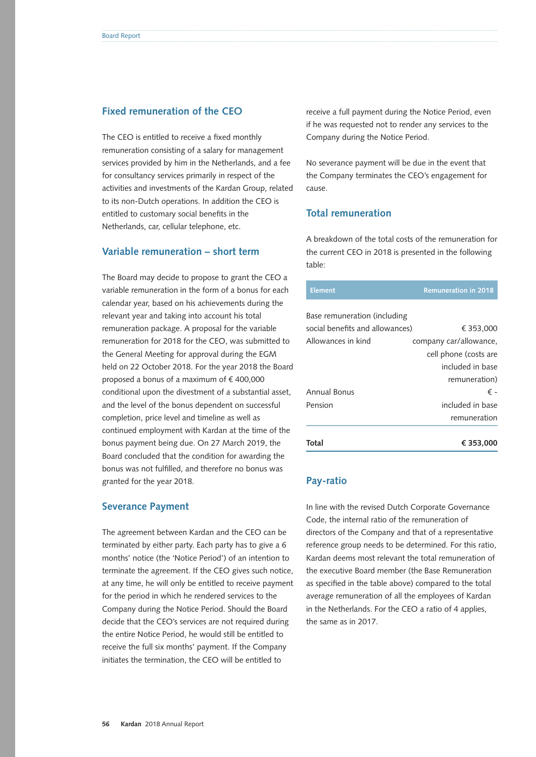## Fixed remuneration of the CEO

The CEO is entitled to receive a fixed monthly remuneration consisting of a salary for management services provided by him in the Netherlands, and a fee for consultancy services primarily in respect of the activities and investments of the Kardan Group, related to its non-Dutch operations. In addition the CEO is entitled to customary social benefits in the Netherlands, car, cellular telephone, etc.

## Variable remuneration – short term

The Board may decide to propose to grant the CEO a variable remuneration in the form of a bonus for each calendar year, based on his achievements during the relevant year and taking into account his total remuneration package. A proposal for the variable remuneration for 2018 for the CEO, was submitted to the General Meeting for approval during the EGM held on 22 October 2018. For the year 2018 the Board proposed a bonus of a maximum of € 400,000 conditional upon the divestment of a substantial asset, and the level of the bonus dependent on successful completion, price level and timeline as well as continued employment with Kardan at the time of the bonus payment being due. On 27 March 2019, the Board concluded that the condition for awarding the bonus was not fulfilled, and therefore no bonus was granted for the year 2018.

## Severance Payment

The agreement between Kardan and the CEO can be terminated by either party. Each party has to give a 6 months' notice (the 'Notice Period') of an intention to terminate the agreement. If the CEO gives such notice, at any time, he will only be entitled to receive payment for the period in which he rendered services to the Company during the Notice Period. Should the Board decide that the CEO's services are not required during the entire Notice Period, he would still be entitled to receive the full six months' payment. If the Company initiates the termination, the CEO will be entitled to receive a full payment during the Notice Period, even if he was requested not to render any services to the Company during the Notice Period.

No severance payment will be due in the event that the Company terminates the CEO's engagement for cause.

## Total remuneration

A breakdown of the total costs of the remuneration for the current CEO in 2018 is presented in the following table:

| Element | Remuneration in 2018 |
|---|---|
| Base remuneration (including social benefits and allowances) | € 353,000 |
| Allowances in kind | company car/allowance, cell phone (costs are included in base remuneration) |
| Annual Bonus | € - |
| Pension | included in base remuneration |
| **Total** | **€ 353,000** |

## Pay-ratio

In line with the revised Dutch Corporate Governance Code, the internal ratio of the remuneration of directors of the Company and that of a representative reference group needs to be determined. For this ratio, Kardan deems most relevant the total remuneration of the executive Board member (the Base Remuneration as specified in the table above) compared to the total average remuneration of all the employees of Kardan in the Netherlands. For the CEO a ratio of 4 applies, the same as in 2017.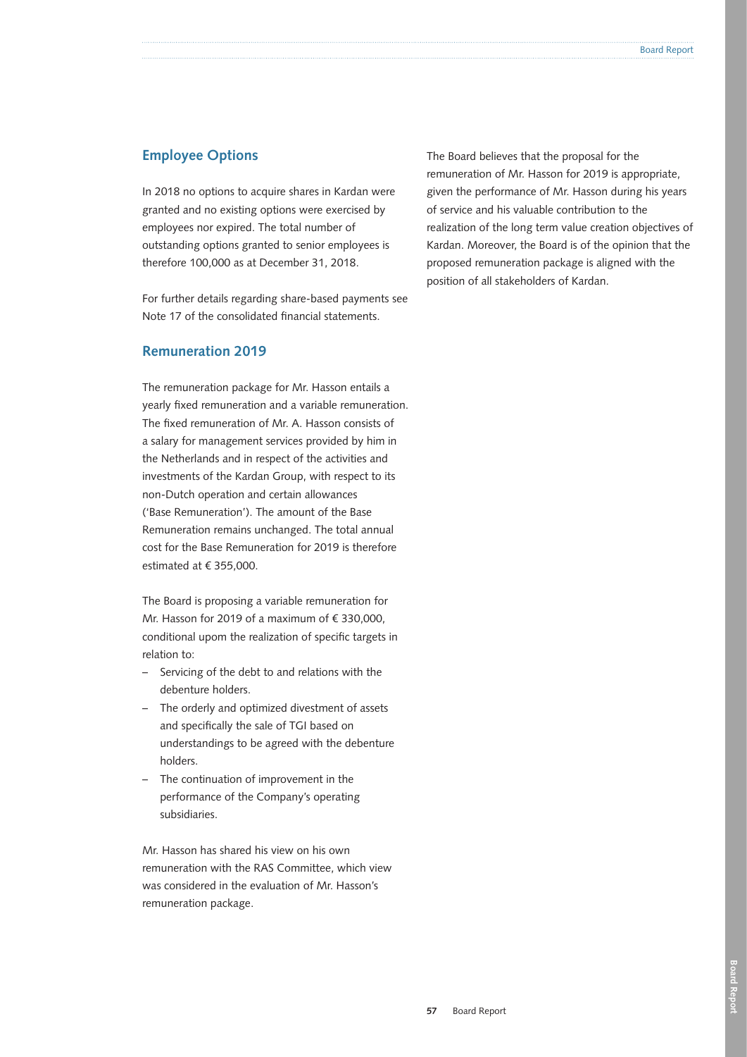## Employee Options

In 2018 no options to acquire shares in Kardan were granted and no existing options were exercised by employees nor expired. The total number of outstanding options granted to senior employees is therefore 100,000 as at December 31, 2018.

For further details regarding share-based payments see Note 17 of the consolidated financial statements.

## Remuneration 2019

The remuneration package for Mr. Hasson entails a yearly fixed remuneration and a variable remuneration. The fixed remuneration of Mr. A. Hasson consists of a salary for management services provided by him in the Netherlands and in respect of the activities and investments of the Kardan Group, with respect to its non-Dutch operation and certain allowances ('Base Remuneration'). The amount of the Base Remuneration remains unchanged. The total annual cost for the Base Remuneration for 2019 is therefore estimated at € 355,000.

The Board is proposing a variable remuneration for Mr. Hasson for 2019 of a maximum of € 330,000, conditional upom the realization of specific targets in relation to:

- Servicing of the debt to and relations with the debenture holders.
- The orderly and optimized divestment of assets and specifically the sale of TGI based on understandings to be agreed with the debenture holders.
- The continuation of improvement in the performance of the Company's operating subsidiaries.

Mr. Hasson has shared his view on his own remuneration with the RAS Committee, which view was considered in the evaluation of Mr. Hasson's remuneration package.

The Board believes that the proposal for the remuneration of Mr. Hasson for 2019 is appropriate, given the performance of Mr. Hasson during his years of service and his valuable contribution to the realization of the long term value creation objectives of Kardan. Moreover, the Board is of the opinion that the proposed remuneration package is aligned with the position of all stakeholders of Kardan.